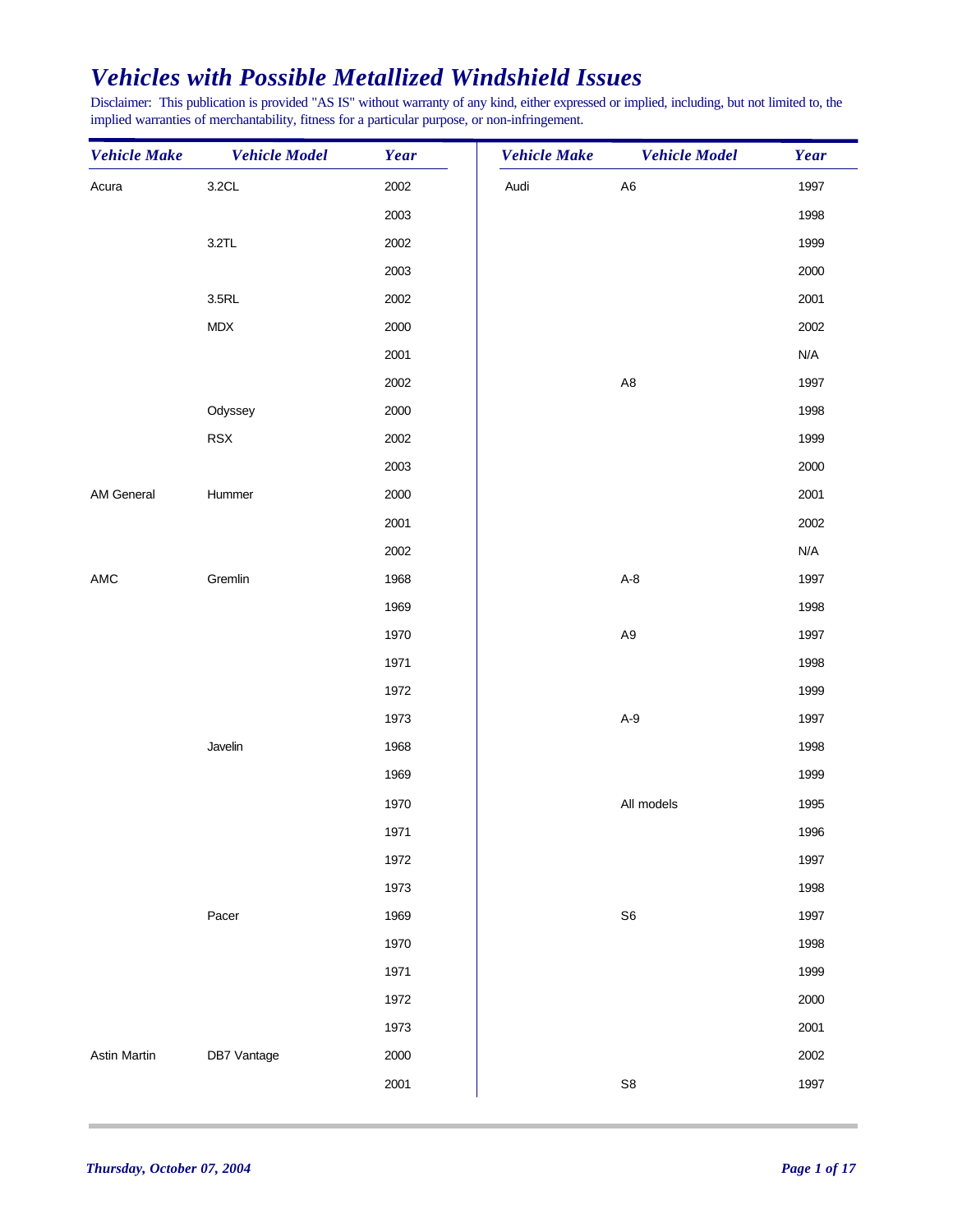# *Vehicles with Possible Metallized Windshield Issues*

Disclaimer: This publication is provided "AS IS" without warranty of any kind, either expressed or implied, including, but not limited to, the implied warranties of merchantability, fitness for a particular purpose, or non-infringement.

| Vehicle Make | Vehicle Model | Year |
|---|---|---|
| Acura | 3.2CL | 2002 |
| | | 2003 |
| | 3.2TL | 2002 |
| | | 2003 |
| | 3.5RL | 2002 |
| | MDX | 2000 |
| | | 2001 |
| | | 2002 |
| | Odyssey | 2000 |
| | RSX | 2002 |
| | | 2003 |
| AM General | Hummer | 2000 |
| | | 2001 |
| | | 2002 |
| AMC | Gremlin | 1968 |
| | | 1969 |
| | | 1970 |
| | | 1971 |
| | | 1972 |
| | | 1973 |
| | Javelin | 1968 |
| | | 1969 |
| | | 1970 |
| | | 1971 |
| | | 1972 |
| | | 1973 |
| | Pacer | 1969 |
| | | 1970 |
| | | 1971 |
| | | 1972 |
| | | 1973 |
| Astin Martin | DB7 Vantage | 2000 |
| | | 2001 |
| Audi | A6 | 1997 |
| | | 1998 |
| | | 1999 |
| | | 2000 |
| | | 2001 |
| | | 2002 |
| | | N/A |
| | A8 | 1997 |
| | | 1998 |
| | | 1999 |
| | | 2000 |
| | | 2001 |
| | | 2002 |
| | | N/A |
| | A-8 | 1997 |
| | | 1998 |
| | A9 | 1997 |
| | | 1998 |
| | | 1999 |
| | A-9 | 1997 |
| | | 1998 |
| | | 1999 |
| | All models | 1995 |
| | | 1996 |
| | | 1997 |
| | | 1998 |
| | S6 | 1997 |
| | | 1998 |
| | | 1999 |
| | | 2000 |
| | | 2001 |
| | | 2002 |
| | S8 | 1997 |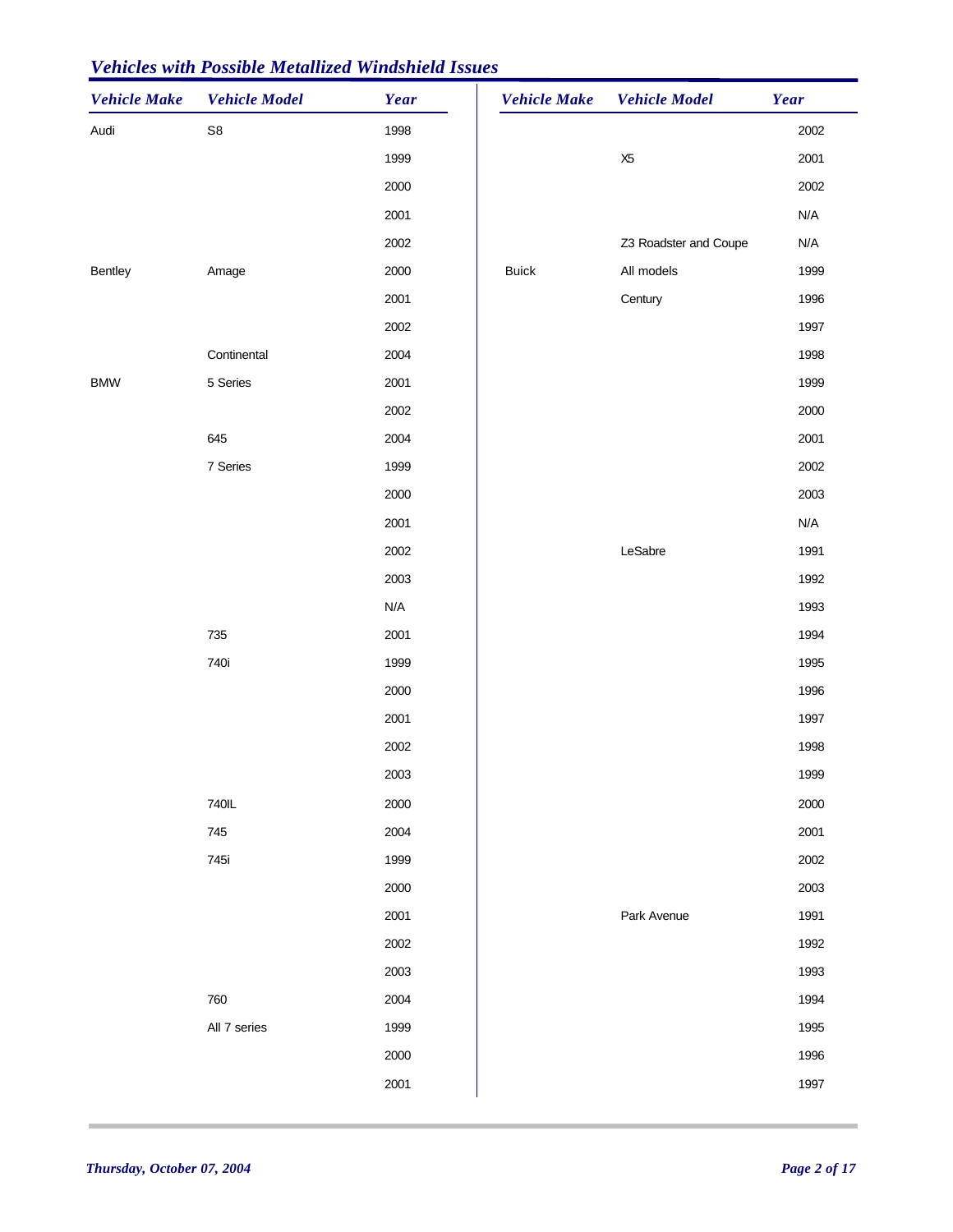## *Vehicles with Possible Metallized Windshield Issues*

| Vehicle Make | Vehicle Model | Year |
|---|---|---|
| Audi | S8 | 1998 |
| | | 1999 |
| | | 2000 |
| | | 2001 |
| | | 2002 |
| Bentley | Amage | 2000 |
| | | 2001 |
| | | 2002 |
| | Continental | 2004 |
| BMW | 5 Series | 2001 |
| | | 2002 |
| | 645 | 2004 |
| | 7 Series | 1999 |
| | | 2000 |
| | | 2001 |
| | | 2002 |
| | | 2003 |
| | | N/A |
| | 735 | 2001 |
| | 740i | 1999 |
| | | 2000 |
| | | 2001 |
| | | 2002 |
| | | 2003 |
| | 740IL | 2000 |
| | 745 | 2004 |
| | 745i | 1999 |
| | | 2000 |
| | | 2001 |
| | | 2002 |
| | | 2003 |
| | 760 | 2004 |
| | All 7 series | 1999 |
| | | 2000 |
| | | 2001 |
| | | 2002 |
| | X5 | 2001 |
| | | 2002 |
| | | N/A |
| | Z3 Roadster and Coupe | N/A |
| Buick | All models | 1999 |
| | Century | 1996 |
| | | 1997 |
| | | 1998 |
| | | 1999 |
| | | 2000 |
| | | 2001 |
| | | 2002 |
| | | 2003 |
| | | N/A |
| | LeSabre | 1991 |
| | | 1992 |
| | | 1993 |
| | | 1994 |
| | | 1995 |
| | | 1996 |
| | | 1997 |
| | | 1998 |
| | | 1999 |
| | | 2000 |
| | | 2001 |
| | | 2002 |
| | | 2003 |
| | Park Avenue | 1991 |
| | | 1992 |
| | | 1993 |
| | | 1994 |
| | | 1995 |
| | | 1996 |
| | | 1997 |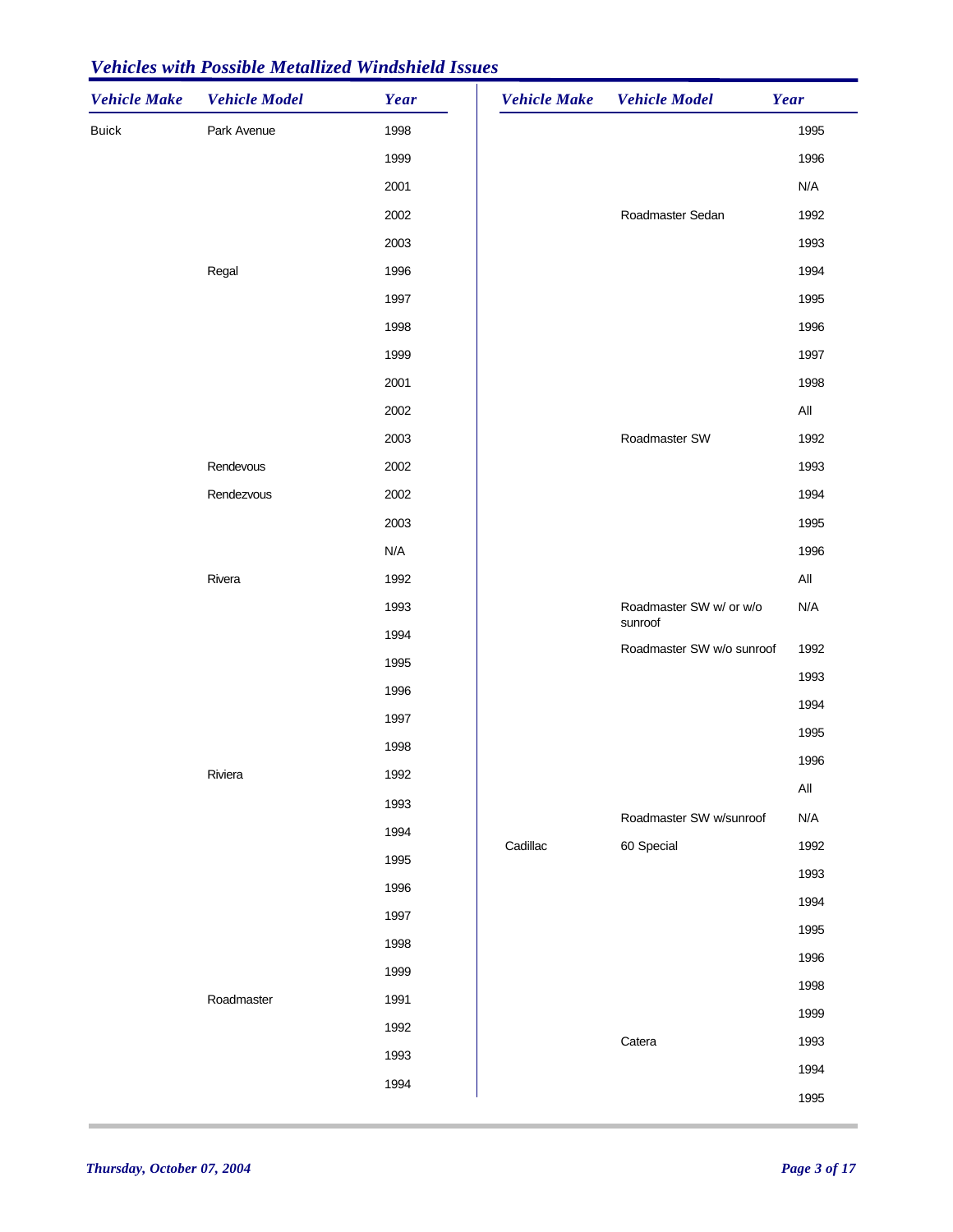## *Vehicles with Possible Metallized Windshield Issues*

| Vehicle Make | Vehicle Model | Year |
|---|---|---|
| Buick | Park Avenue | 1998 |
| | | 1999 |
| | | 2001 |
| | | 2002 |
| | | 2003 |
| | Regal | 1996 |
| | | 1997 |
| | | 1998 |
| | | 1999 |
| | | 2001 |
| | | 2002 |
| | | 2003 |
| | Rendevous | 2002 |
| | Rendezvous | 2002 |
| | | 2003 |
| | | N/A |
| | Rivera | 1992 |
| | | 1993 |
| | | 1994 |
| | | 1995 |
| | | 1996 |
| | | 1997 |
| | | 1998 |
| | Riviera | 1992 |
| | | 1993 |
| | | 1994 |
| | | 1995 |
| | | 1996 |
| | | 1997 |
| | | 1998 |
| | | 1999 |
| | Roadmaster | 1991 |
| | | 1992 |
| | | 1993 |
| | | 1994 |
| | | 1995 |
| | | 1996 |
| | | N/A |
| | Roadmaster Sedan | 1992 |
| | | 1993 |
| | | 1994 |
| | | 1995 |
| | | 1996 |
| | | 1997 |
| | | 1998 |
| | | All |
| | Roadmaster SW | 1992 |
| | | 1993 |
| | | 1994 |
| | | 1995 |
| | | 1996 |
| | | All |
| | Roadmaster SW w/ or w/o sunroof | N/A |
| | Roadmaster SW w/o sunroof | 1992 |
| | | 1993 |
| | | 1994 |
| | | 1995 |
| | | 1996 |
| | | All |
| | Roadmaster SW w/sunroof | N/A |
| Cadillac | 60 Special | 1992 |
| | | 1993 |
| | | 1994 |
| | | 1995 |
| | | 1996 |
| | | 1998 |
| | | 1999 |
| | Catera | 1993 |
| | | 1994 |
| | | 1995 |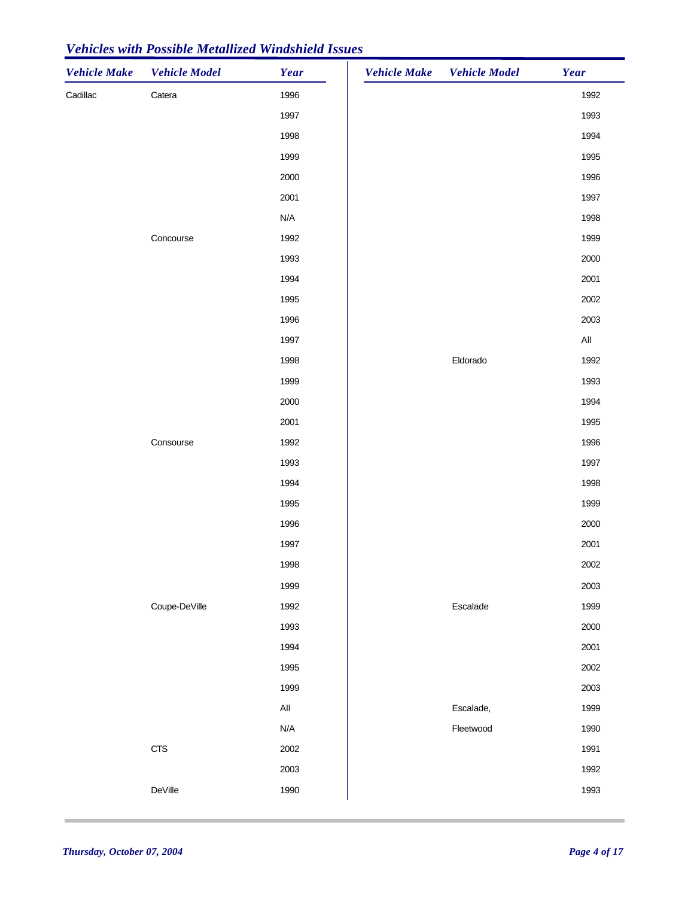## Vehicles with Possible Metallized Windshield Issues

| Vehicle Make | Vehicle Model | Year |
|---|---|---|
| Cadillac | Catera | 1996 |
| | | 1997 |
| | | 1998 |
| | | 1999 |
| | | 2000 |
| | | 2001 |
| | | N/A |
| | Concourse | 1992 |
| | | 1993 |
| | | 1994 |
| | | 1995 |
| | | 1996 |
| | | 1997 |
| | | 1998 |
| | | 1999 |
| | | 2000 |
| | | 2001 |
| | Consourse | 1992 |
| | | 1993 |
| | | 1994 |
| | | 1995 |
| | | 1996 |
| | | 1997 |
| | | 1998 |
| | | 1999 |
| | Coupe-DeVille | 1992 |
| | | 1993 |
| | | 1994 |
| | | 1995 |
| | | 1999 |
| | | All |
| | | N/A |
| | CTS | 2002 |
| | | 2003 |
| | DeVille | 1990 |

| Vehicle Make | Vehicle Model | Year |
|---|---|---|
| | | 1992 |
| | | 1993 |
| | | 1994 |
| | | 1995 |
| | | 1996 |
| | | 1997 |
| | | 1998 |
| | | 1999 |
| | | 2000 |
| | | 2001 |
| | | 2002 |
| | | 2003 |
| | | All |
| | Eldorado | 1992 |
| | | 1993 |
| | | 1994 |
| | | 1995 |
| | | 1996 |
| | | 1997 |
| | | 1998 |
| | | 1999 |
| | | 2000 |
| | | 2001 |
| | | 2002 |
| | | 2003 |
| | Escalade | 1999 |
| | | 2000 |
| | | 2001 |
| | | 2002 |
| | | 2003 |
| | Escalade, | 1999 |
| | Fleetwood | 1990 |
| | | 1991 |
| | | 1992 |
| | | 1993 |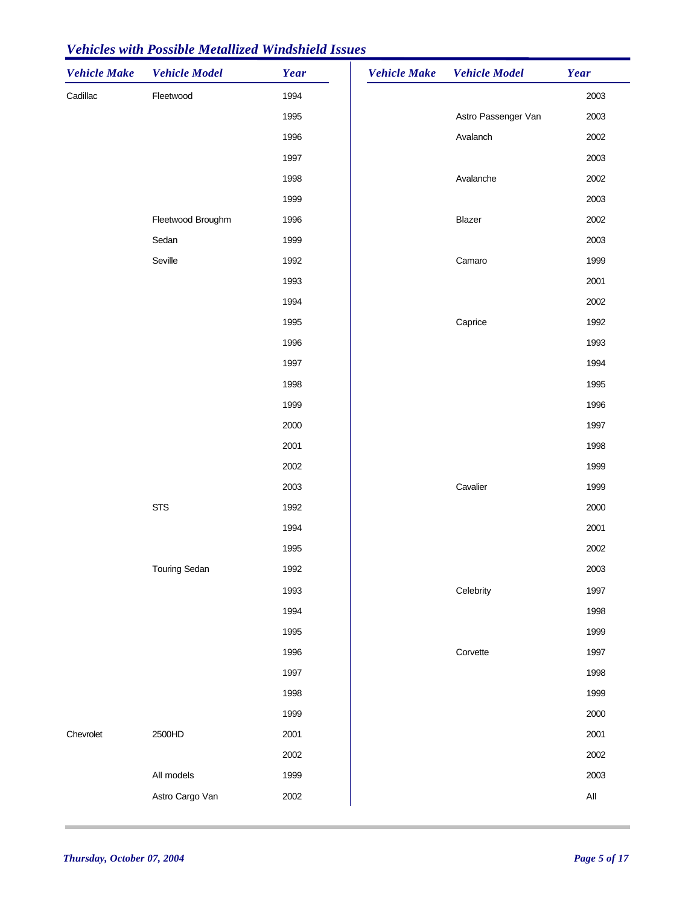## Vehicles with Possible Metallized Windshield Issues

| Vehicle Make | Vehicle Model | Year |
|---|---|---|
| Cadillac | Fleetwood | 1994 |
| | | 1995 |
| | | 1996 |
| | | 1997 |
| | | 1998 |
| | | 1999 |
| | Fleetwood Broughm | 1996 |
| | Sedan | 1999 |
| | Seville | 1992 |
| | | 1993 |
| | | 1994 |
| | | 1995 |
| | | 1996 |
| | | 1997 |
| | | 1998 |
| | | 1999 |
| | | 2000 |
| | | 2001 |
| | | 2002 |
| | | 2003 |
| | STS | 1992 |
| | | 1994 |
| | | 1995 |
| | Touring Sedan | 1992 |
| | | 1993 |
| | | 1994 |
| | | 1995 |
| | | 1996 |
| | | 1997 |
| | | 1998 |
| | | 1999 |
| Chevrolet | 2500HD | 2001 |
| | | 2002 |
| | All models | 1999 |
| | Astro Cargo Van | 2002 |
| | | 2003 |
| | Astro Passenger Van | 2003 |
| | Avalanch | 2002 |
| | | 2003 |
| | Avalanche | 2002 |
| | | 2003 |
| | Blazer | 2002 |
| | | 2003 |
| | Camaro | 1999 |
| | | 2001 |
| | | 2002 |
| | Caprice | 1992 |
| | | 1993 |
| | | 1994 |
| | | 1995 |
| | | 1996 |
| | | 1997 |
| | | 1998 |
| | | 1999 |
| | Cavalier | 1999 |
| | | 2000 |
| | | 2001 |
| | | 2002 |
| | | 2003 |
| | Celebrity | 1997 |
| | | 1998 |
| | | 1999 |
| | Corvette | 1997 |
| | | 1998 |
| | | 1999 |
| | | 2000 |
| | | 2001 |
| | | 2002 |
| | | 2003 |
| | | All |

*Thursday, October 07, 2004*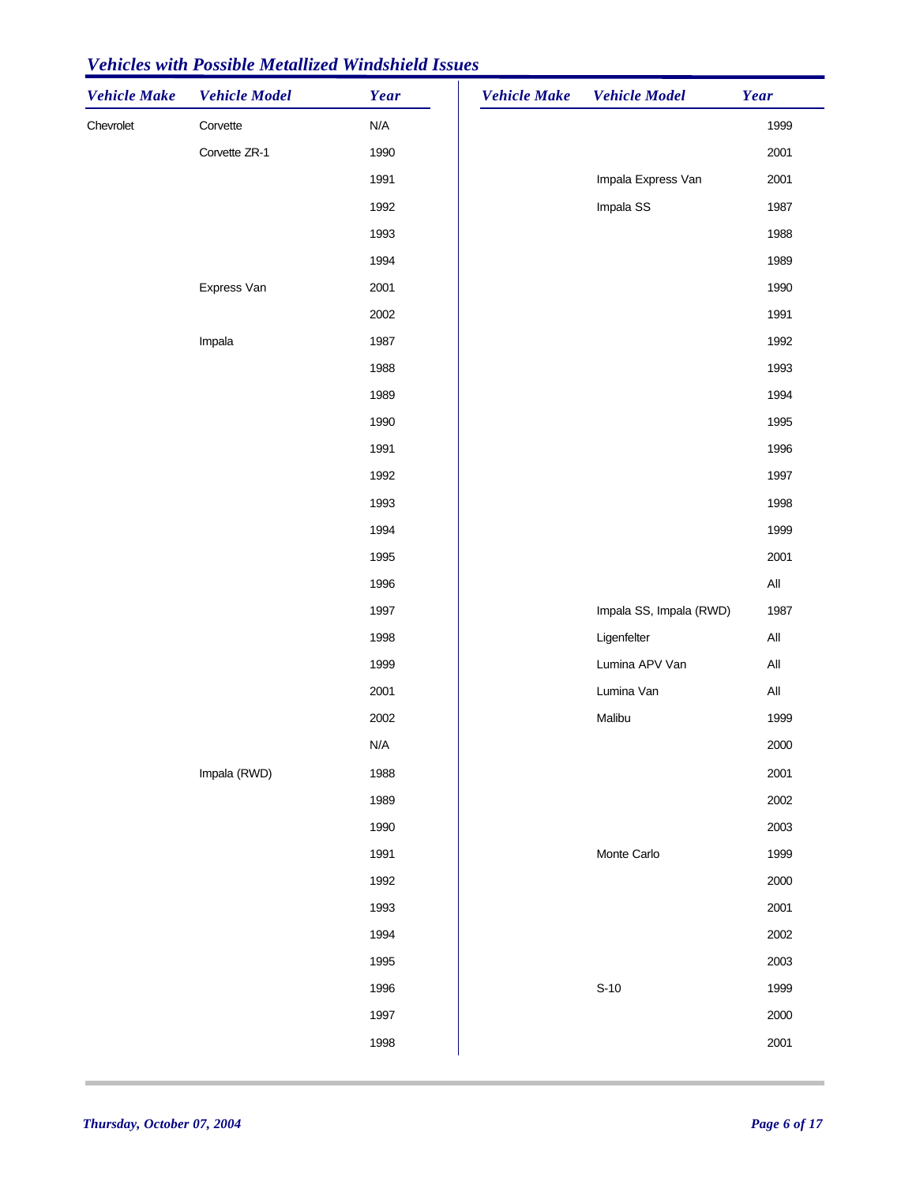## *Vehicles with Possible Metallized Windshield Issues*

| Vehicle Make | Vehicle Model | Year |
|---|---|---|
| Chevrolet | Corvette | N/A |
| | Corvette ZR-1 | 1990 |
| | | 1991 |
| | | 1992 |
| | | 1993 |
| | | 1994 |
| | Express Van | 2001 |
| | | 2002 |
| | Impala | 1987 |
| | | 1988 |
| | | 1989 |
| | | 1990 |
| | | 1991 |
| | | 1992 |
| | | 1993 |
| | | 1994 |
| | | 1995 |
| | | 1996 |
| | | 1997 |
| | | 1998 |
| | | 1999 |
| | | 2001 |
| | | 2002 |
| | | N/A |
| | Impala (RWD) | 1988 |
| | | 1989 |
| | | 1990 |
| | | 1991 |
| | | 1992 |
| | | 1993 |
| | | 1994 |
| | | 1995 |
| | | 1996 |
| | | 1997 |
| | | 1998 |
| | | 1999 |
| | | 2001 |
| | Impala Express Van | 2001 |
| | Impala SS | 1987 |
| | | 1988 |
| | | 1989 |
| | | 1990 |
| | | 1991 |
| | | 1992 |
| | | 1993 |
| | | 1994 |
| | | 1995 |
| | | 1996 |
| | | 1997 |
| | | 1998 |
| | | 1999 |
| | | 2001 |
| | | All |
| | Impala SS, Impala (RWD) | 1987 |
| | Ligenfelter | All |
| | Lumina APV Van | All |
| | Lumina Van | All |
| | Malibu | 1999 |
| | | 2000 |
| | | 2001 |
| | | 2002 |
| | | 2003 |
| | Monte Carlo | 1999 |
| | | 2000 |
| | | 2001 |
| | | 2002 |
| | | 2003 |
| | S-10 | 1999 |
| | | 2000 |
| | | 2001 |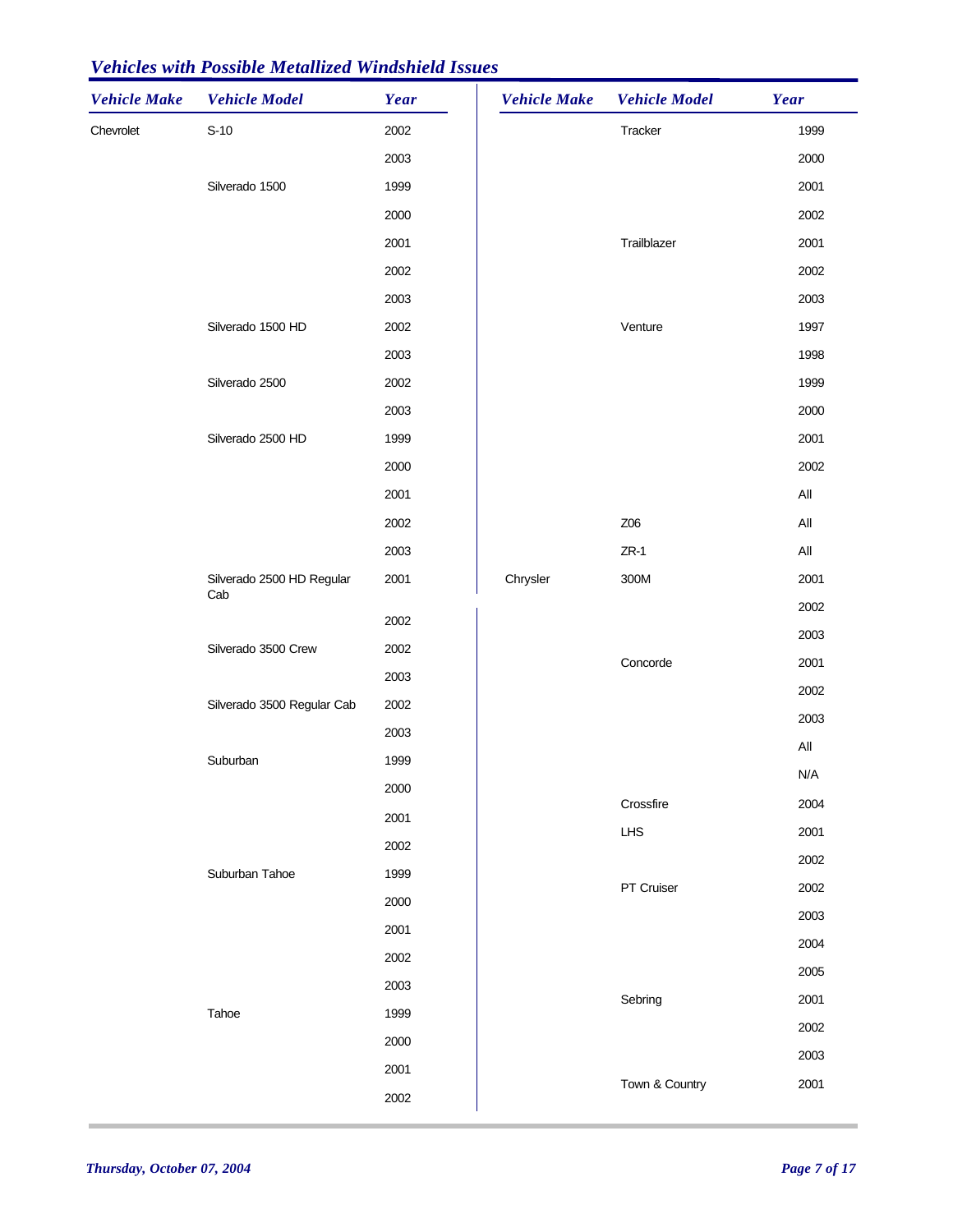## Vehicles with Possible Metallized Windshield Issues

| Vehicle Make | Vehicle Model | Year |
| --- | --- | --- |
| Chevrolet | S-10 | 2002 |
| | | 2003 |
| | Silverado 1500 | 1999 |
| | | 2000 |
| | | 2001 |
| | | 2002 |
| | | 2003 |
| | Silverado 1500 HD | 2002 |
| | | 2003 |
| | Silverado 2500 | 2002 |
| | | 2003 |
| | Silverado 2500 HD | 1999 |
| | | 2000 |
| | | 2001 |
| | | 2002 |
| | | 2003 |
| | Silverado 2500 HD Regular Cab | 2001 |
| | | 2002 |
| | Silverado 3500 Crew | 2002 |
| | | 2003 |
| | Silverado 3500 Regular Cab | 2002 |
| | | 2003 |
| | Suburban | 1999 |
| | | 2000 |
| | | 2001 |
| | | 2002 |
| | Suburban Tahoe | 1999 |
| | | 2000 |
| | | 2001 |
| | | 2002 |
| | | 2003 |
| | Tahoe | 1999 |
| | | 2000 |
| | | 2001 |
| | | 2002 |
| | Tracker | 1999 |
| | | 2000 |
| | | 2001 |
| | | 2002 |
| | Trailblazer | 2001 |
| | | 2002 |
| | | 2003 |
| | Venture | 1997 |
| | | 1998 |
| | | 1999 |
| | | 2000 |
| | | 2001 |
| | | 2002 |
| | | All |
| | Z06 | All |
| | ZR-1 | All |
| Chrysler | 300M | 2001 |
| | | 2002 |
| | | 2003 |
| | Concorde | 2001 |
| | | 2002 |
| | | 2003 |
| | | All |
| | | N/A |
| | Crossfire | 2004 |
| | LHS | 2001 |
| | | 2002 |
| | PT Cruiser | 2002 |
| | | 2003 |
| | | 2004 |
| | | 2005 |
| | Sebring | 2001 |
| | | 2002 |
| | | 2003 |
| | Town & Country | 2001 |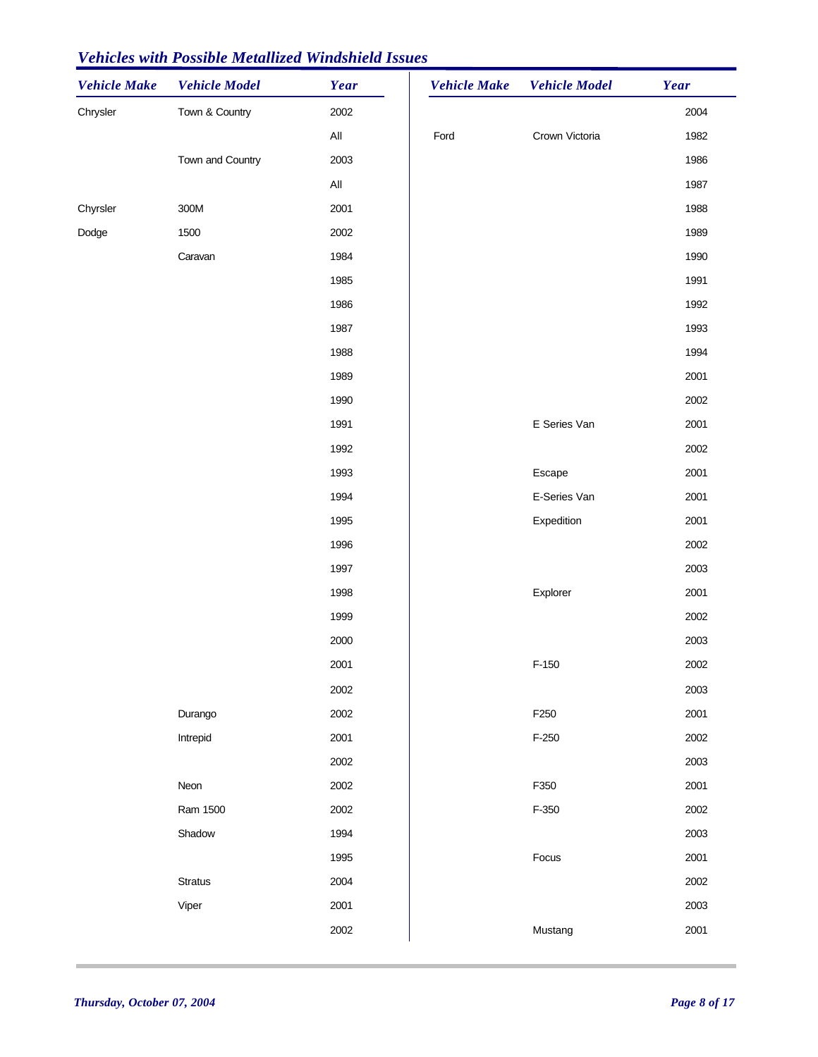## *Vehicles with Possible Metallized Windshield Issues*

| Vehicle Make | Vehicle Model | Year |
|---|---|---|
| Chrysler | Town & Country | 2002 |
| | | All |
| | Town and Country | 2003 |
| | | All |
| Chyrsler | 300M | 2001 |
| Dodge | 1500 | 2002 |
| | Caravan | 1984 |
| | | 1985 |
| | | 1986 |
| | | 1987 |
| | | 1988 |
| | | 1989 |
| | | 1990 |
| | | 1991 |
| | | 1992 |
| | | 1993 |
| | | 1994 |
| | | 1995 |
| | | 1996 |
| | | 1997 |
| | | 1998 |
| | | 1999 |
| | | 2000 |
| | | 2001 |
| | | 2002 |
| | Durango | 2002 |
| | Intrepid | 2001 |
| | | 2002 |
| | Neon | 2002 |
| | Ram 1500 | 2002 |
| | Shadow | 1994 |
| | | 1995 |
| | Stratus | 2004 |
| | Viper | 2001 |
| | | 2002 |
| | | 2004 |
| Ford | Crown Victoria | 1982 |
| | | 1986 |
| | | 1987 |
| | | 1988 |
| | | 1989 |
| | | 1990 |
| | | 1991 |
| | | 1992 |
| | | 1993 |
| | | 1994 |
| | | 2001 |
| | | 2002 |
| | E Series Van | 2001 |
| | | 2002 |
| | Escape | 2001 |
| | E-Series Van | 2001 |
| | Expedition | 2001 |
| | | 2002 |
| | | 2003 |
| | Explorer | 2001 |
| | | 2002 |
| | | 2003 |
| | F-150 | 2002 |
| | | 2003 |
| | F250 | 2001 |
| | F-250 | 2002 |
| | | 2003 |
| | F350 | 2001 |
| | F-350 | 2002 |
| | | 2003 |
| | Focus | 2001 |
| | | 2002 |
| | | 2003 |
| | Mustang | 2001 |

*Thursday, October 07, 2004*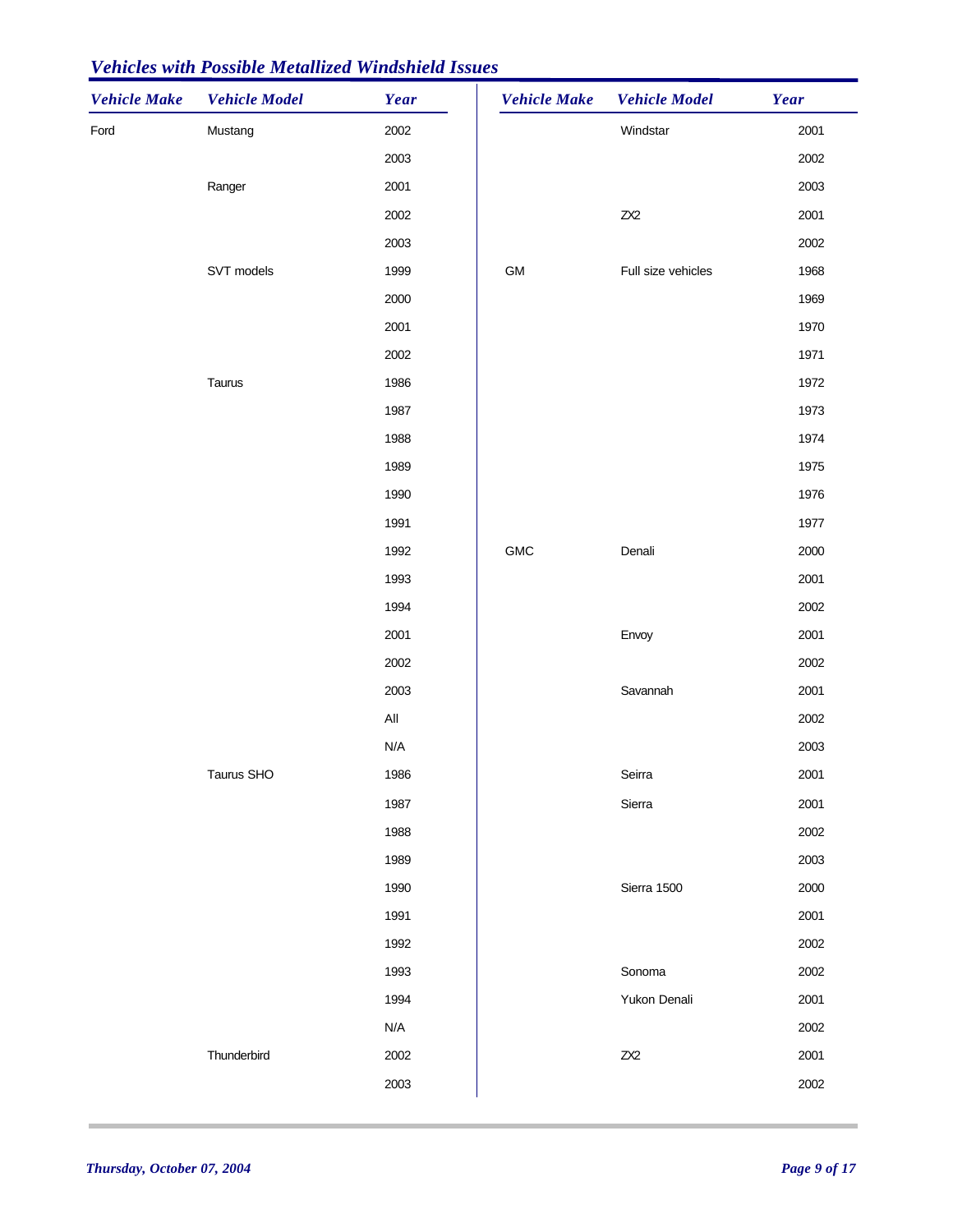## Vehicles with Possible Metallized Windshield Issues

| Vehicle Make | Vehicle Model | Year |
|---|---|---|
| Ford | Mustang | 2002 |
| | | 2003 |
| | Ranger | 2001 |
| | | 2002 |
| | | 2003 |
| | SVT models | 1999 |
| | | 2000 |
| | | 2001 |
| | | 2002 |
| | Taurus | 1986 |
| | | 1987 |
| | | 1988 |
| | | 1989 |
| | | 1990 |
| | | 1991 |
| | | 1992 |
| | | 1993 |
| | | 1994 |
| | | 2001 |
| | | 2002 |
| | | 2003 |
| | | All |
| | | N/A |
| | Taurus SHO | 1986 |
| | | 1987 |
| | | 1988 |
| | | 1989 |
| | | 1990 |
| | | 1991 |
| | | 1992 |
| | | 1993 |
| | | 1994 |
| | | N/A |
| | Thunderbird | 2002 |
| | | 2003 |
| | Windstar | 2001 |
| | | 2002 |
| | | 2003 |
| | ZX2 | 2001 |
| | | 2002 |
| GM | Full size vehicles | 1968 |
| | | 1969 |
| | | 1970 |
| | | 1971 |
| | | 1972 |
| | | 1973 |
| | | 1974 |
| | | 1975 |
| | | 1976 |
| | | 1977 |
| GMC | Denali | 2000 |
| | | 2001 |
| | | 2002 |
| | Envoy | 2001 |
| | | 2002 |
| | Savannah | 2001 |
| | | 2002 |
| | | 2003 |
| | Seirra | 2001 |
| | Sierra | 2001 |
| | | 2002 |
| | | 2003 |
| | Sierra 1500 | 2000 |
| | | 2001 |
| | | 2002 |
| | Sonoma | 2002 |
| | Yukon Denali | 2001 |
| | | 2002 |
| | ZX2 | 2001 |
| | | 2002 |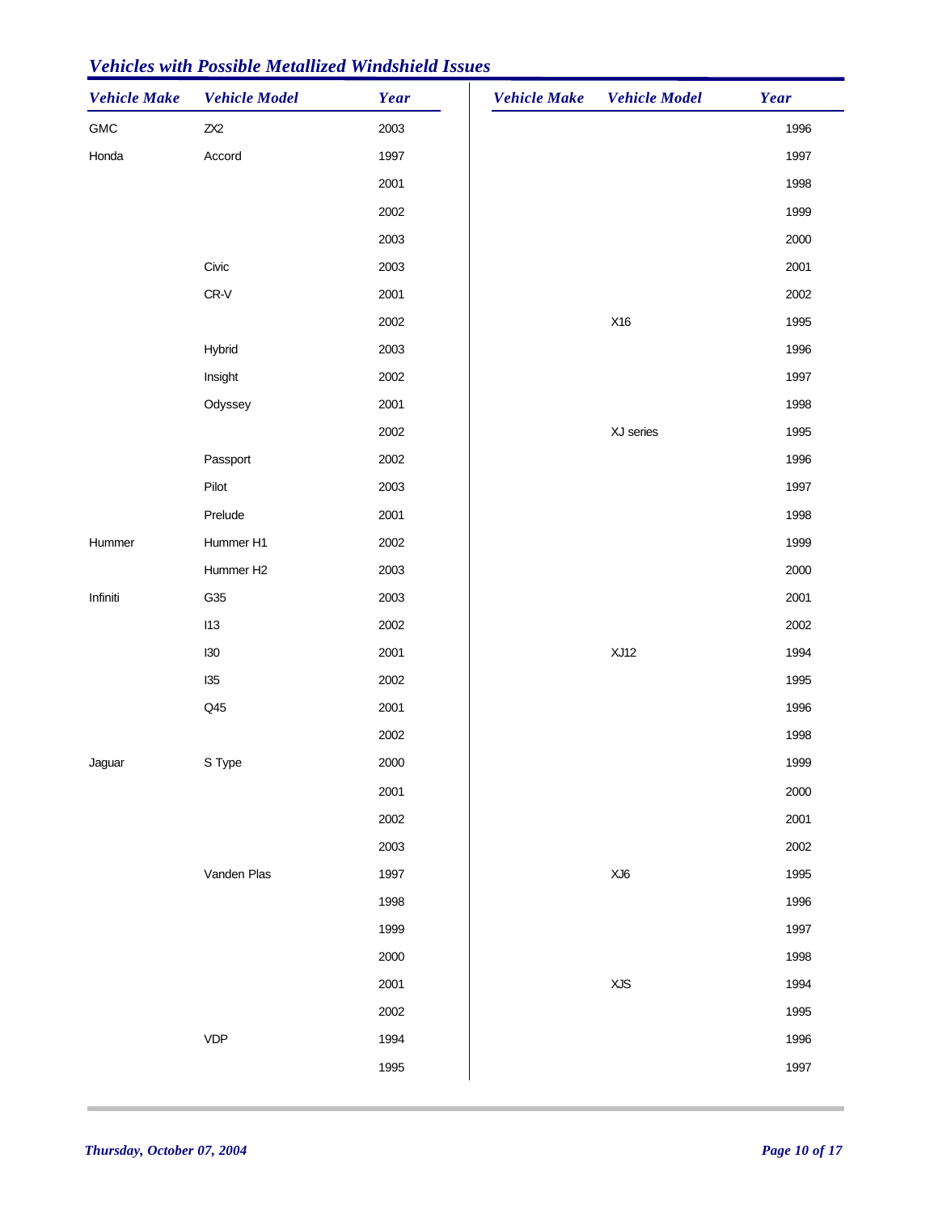## *Vehicles with Possible Metallized Windshield Issues*

| Vehicle Make | Vehicle Model | Year |
|---|---|---|
| GMC | ZX2 | 2003 |
| Honda | Accord | 1997 |
| | | 2001 |
| | | 2002 |
| | | 2003 |
| | Civic | 2003 |
| | CR-V | 2001 |
| | | 2002 |
| | Hybrid | 2003 |
| | Insight | 2002 |
| | Odyssey | 2001 |
| | | 2002 |
| | Passport | 2002 |
| | Pilot | 2003 |
| | Prelude | 2001 |
| Hummer | Hummer H1 | 2002 |
| | Hummer H2 | 2003 |
| Infiniti | G35 | 2003 |
| | I13 | 2002 |
| | I30 | 2001 |
| | I35 | 2002 |
| | Q45 | 2001 |
| | | 2002 |
| Jaguar | S Type | 2000 |
| | | 2001 |
| | | 2002 |
| | | 2003 |
| | Vanden Plas | 1997 |
| | | 1998 |
| | | 1999 |
| | | 2000 |
| | | 2001 |
| | | 2002 |
| | VDP | 1994 |
| | | 1995 |

| Vehicle Make | Vehicle Model | Year |
|---|---|---|
| | | 1996 |
| | | 1997 |
| | | 1998 |
| | | 1999 |
| | | 2000 |
| | | 2001 |
| | | 2002 |
| | X16 | 1995 |
| | | 1996 |
| | | 1997 |
| | | 1998 |
| | XJ series | 1995 |
| | | 1996 |
| | | 1997 |
| | | 1998 |
| | | 1999 |
| | | 2000 |
| | | 2001 |
| | | 2002 |
| | XJ12 | 1994 |
| | | 1995 |
| | | 1996 |
| | | 1998 |
| | | 1999 |
| | | 2000 |
| | | 2001 |
| | | 2002 |
| | XJ6 | 1995 |
| | | 1996 |
| | | 1997 |
| | | 1998 |
| | XJS | 1994 |
| | | 1995 |
| | | 1996 |
| | | 1997 |

*Thursday, October 07, 2004*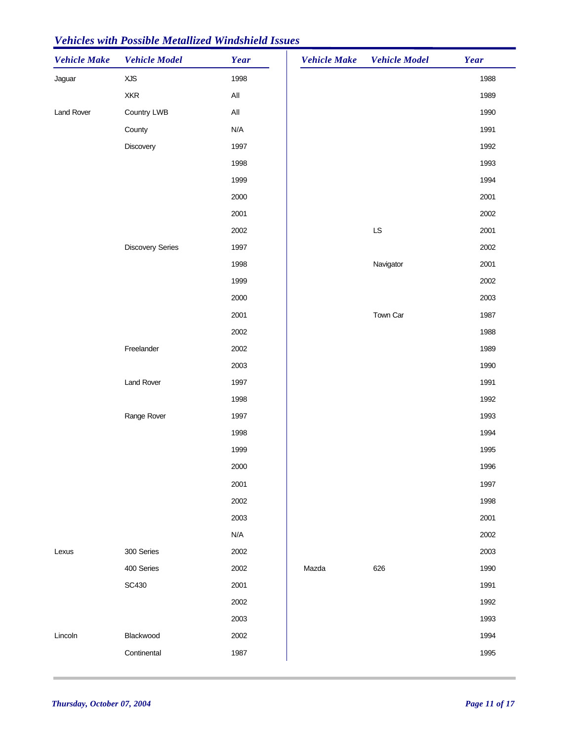## *Vehicles with Possible Metallized Windshield Issues*

| Vehicle Make | Vehicle Model | Year |
|---|---|---|
| Jaguar | XJS | 1998 |
| | XKR | All |
| Land Rover | Country LWB | All |
| | County | N/A |
| | Discovery | 1997 |
| | | 1998 |
| | | 1999 |
| | | 2000 |
| | | 2001 |
| | | 2002 |
| | Discovery Series | 1997 |
| | | 1998 |
| | | 1999 |
| | | 2000 |
| | | 2001 |
| | | 2002 |
| | Freelander | 2002 |
| | | 2003 |
| | Land Rover | 1997 |
| | | 1998 |
| | Range Rover | 1997 |
| | | 1998 |
| | | 1999 |
| | | 2000 |
| | | 2001 |
| | | 2002 |
| | | 2003 |
| | | N/A |
| Lexus | 300 Series | 2002 |
| | 400 Series | 2002 |
| | SC430 | 2001 |
| | | 2002 |
| | | 2003 |
| Lincoln | Blackwood | 2002 |
| | Continental | 1987 |
| | | 1988 |
| | | 1989 |
| | | 1990 |
| | | 1991 |
| | | 1992 |
| | | 1993 |
| | | 1994 |
| | | 2001 |
| | | 2002 |
| | LS | 2001 |
| | | 2002 |
| | Navigator | 2001 |
| | | 2002 |
| | | 2003 |
| | Town Car | 1987 |
| | | 1988 |
| | | 1989 |
| | | 1990 |
| | | 1991 |
| | | 1992 |
| | | 1993 |
| | | 1994 |
| | | 1995 |
| | | 1996 |
| | | 1997 |
| | | 1998 |
| | | 2001 |
| | | 2002 |
| | | 2003 |
| Mazda | 626 | 1990 |
| | | 1991 |
| | | 1992 |
| | | 1993 |
| | | 1994 |
| | | 1995 |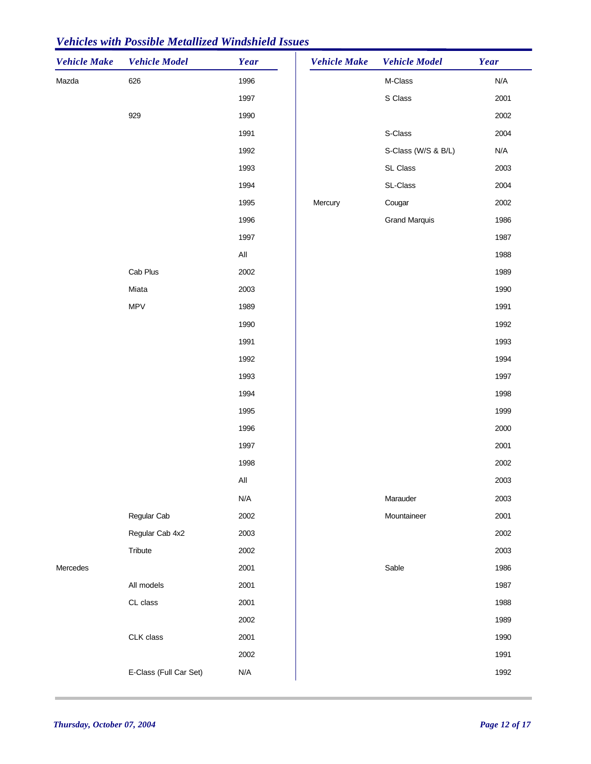## Vehicles with Possible Metallized Windshield Issues

| Vehicle Make | Vehicle Model | Year |
|---|---|---|
| Mazda | 626 | 1996 |
| | | 1997 |
| | 929 | 1990 |
| | | 1991 |
| | | 1992 |
| | | 1993 |
| | | 1994 |
| | | 1995 |
| | | 1996 |
| | | 1997 |
| | | All |
| | Cab Plus | 2002 |
| | Miata | 2003 |
| | MPV | 1989 |
| | | 1990 |
| | | 1991 |
| | | 1992 |
| | | 1993 |
| | | 1994 |
| | | 1995 |
| | | 1996 |
| | | 1997 |
| | | 1998 |
| | | All |
| | | N/A |
| | Regular Cab | 2002 |
| | Regular Cab 4x2 | 2003 |
| | Tribute | 2002 |
| Mercedes | | 2001 |
| | All models | 2001 |
| | CL class | 2001 |
| | | 2002 |
| | CLK class | 2001 |
| | | 2002 |
| | E-Class (Full Car Set) | N/A |
| | M-Class | N/A |
| | S Class | 2001 |
| | | 2002 |
| | S-Class | 2004 |
| | S-Class (W/S & B/L) | N/A |
| | SL Class | 2003 |
| | SL-Class | 2004 |
| Mercury | Cougar | 2002 |
| | Grand Marquis | 1986 |
| | | 1987 |
| | | 1988 |
| | | 1989 |
| | | 1990 |
| | | 1991 |
| | | 1992 |
| | | 1993 |
| | | 1994 |
| | | 1997 |
| | | 1998 |
| | | 1999 |
| | | 2000 |
| | | 2001 |
| | | 2002 |
| | | 2003 |
| | Marauder | 2003 |
| | Mountaineer | 2001 |
| | | 2002 |
| | | 2003 |
| | Sable | 1986 |
| | | 1987 |
| | | 1988 |
| | | 1989 |
| | | 1990 |
| | | 1991 |
| | | 1992 |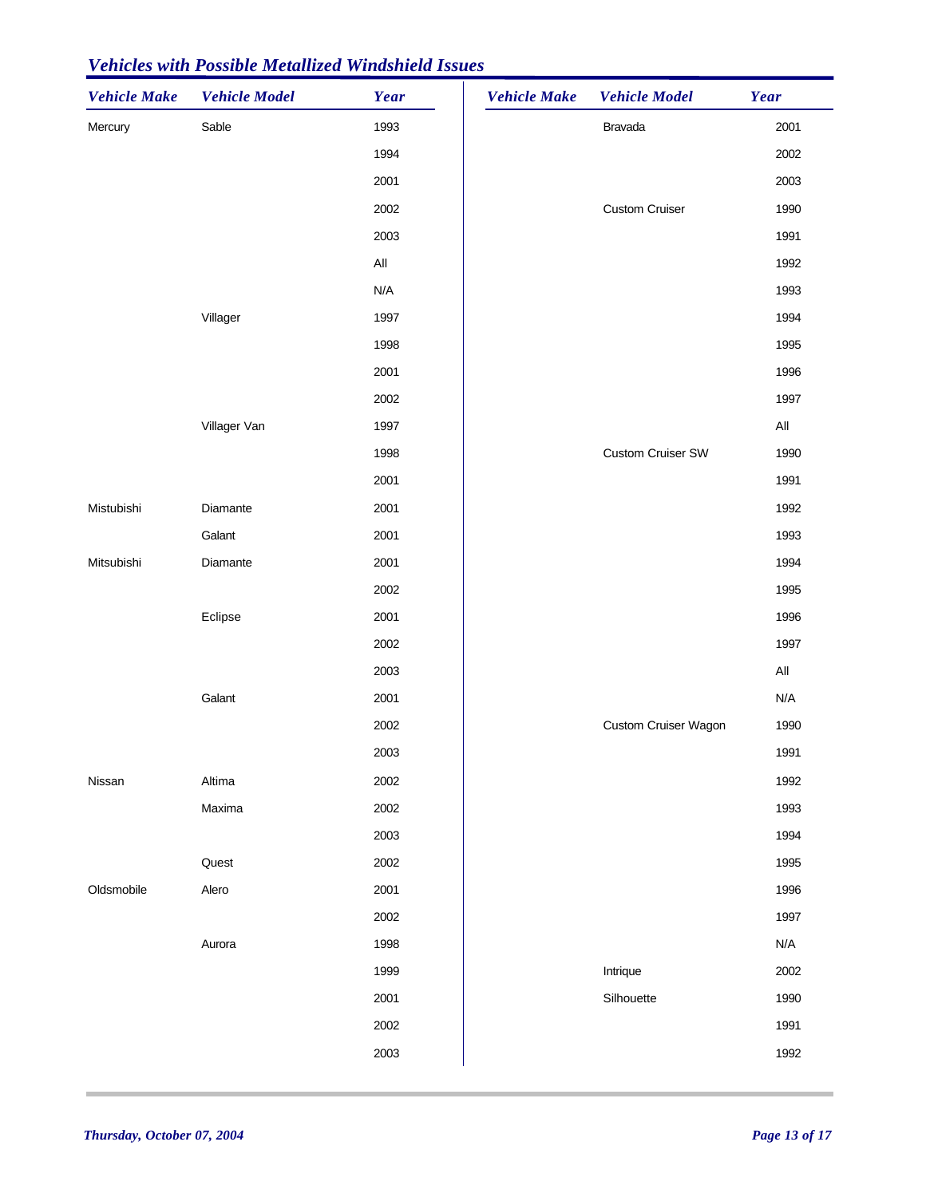## *Vehicles with Possible Metallized Windshield Issues*

| Vehicle Make | Vehicle Model | Year |
|---|---|---|
| Mercury | Sable | 1993 |
| | | 1994 |
| | | 2001 |
| | | 2002 |
| | | 2003 |
| | | All |
| | | N/A |
| | Villager | 1997 |
| | | 1998 |
| | | 2001 |
| | | 2002 |
| | Villager Van | 1997 |
| | | 1998 |
| | | 2001 |
| Mistubishi | Diamante | 2001 |
| | Galant | 2001 |
| Mitsubishi | Diamante | 2001 |
| | | 2002 |
| | Eclipse | 2001 |
| | | 2002 |
| | | 2003 |
| | Galant | 2001 |
| | | 2002 |
| | | 2003 |
| Nissan | Altima | 2002 |
| | Maxima | 2002 |
| | | 2003 |
| | Quest | 2002 |
| Oldsmobile | Alero | 2001 |
| | | 2002 |
| | Aurora | 1998 |
| | | 1999 |
| | | 2001 |
| | | 2002 |
| | | 2003 |
| | Bravada | 2001 |
| | | 2002 |
| | | 2003 |
| | Custom Cruiser | 1990 |
| | | 1991 |
| | | 1992 |
| | | 1993 |
| | | 1994 |
| | | 1995 |
| | | 1996 |
| | | 1997 |
| | | All |
| | Custom Cruiser SW | 1990 |
| | | 1991 |
| | | 1992 |
| | | 1993 |
| | | 1994 |
| | | 1995 |
| | | 1996 |
| | | 1997 |
| | | All |
| | | N/A |
| | Custom Cruiser Wagon | 1990 |
| | | 1991 |
| | | 1992 |
| | | 1993 |
| | | 1994 |
| | | 1995 |
| | | 1996 |
| | | 1997 |
| | | N/A |
| | Intrique | 2002 |
| | Silhouette | 1990 |
| | | 1991 |
| | | 1992 |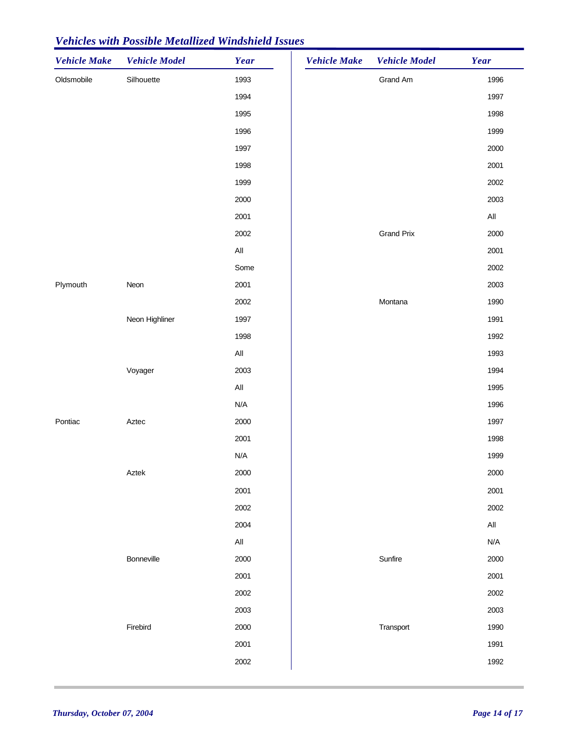## *Vehicles with Possible Metallized Windshield Issues*

| Vehicle Make | Vehicle Model | Year |
|---|---|---|
| Oldsmobile | Silhouette | 1993 |
| | | 1994 |
| | | 1995 |
| | | 1996 |
| | | 1997 |
| | | 1998 |
| | | 1999 |
| | | 2000 |
| | | 2001 |
| | | 2002 |
| | | All |
| | | Some |
| Plymouth | Neon | 2001 |
| | | 2002 |
| | Neon Highliner | 1997 |
| | | 1998 |
| | | All |
| | Voyager | 2003 |
| | | All |
| | | N/A |
| Pontiac | Aztec | 2000 |
| | | 2001 |
| | | N/A |
| | Aztek | 2000 |
| | | 2001 |
| | | 2002 |
| | | 2004 |
| | | All |
| | Bonneville | 2000 |
| | | 2001 |
| | | 2002 |
| | | 2003 |
| | Firebird | 2000 |
| | | 2001 |
| | | 2002 |
| | Grand Am | 1996 |
| | | 1997 |
| | | 1998 |
| | | 1999 |
| | | 2000 |
| | | 2001 |
| | | 2002 |
| | | 2003 |
| | | All |
| | Grand Prix | 2000 |
| | | 2001 |
| | | 2002 |
| | | 2003 |
| | Montana | 1990 |
| | | 1991 |
| | | 1992 |
| | | 1993 |
| | | 1994 |
| | | 1995 |
| | | 1996 |
| | | 1997 |
| | | 1998 |
| | | 1999 |
| | | 2000 |
| | | 2001 |
| | | 2002 |
| | | All |
| | | N/A |
| | Sunfire | 2000 |
| | | 2001 |
| | | 2002 |
| | | 2003 |
| | Transport | 1990 |
| | | 1991 |
| | | 1992 |

*Thursday, October 07, 2004*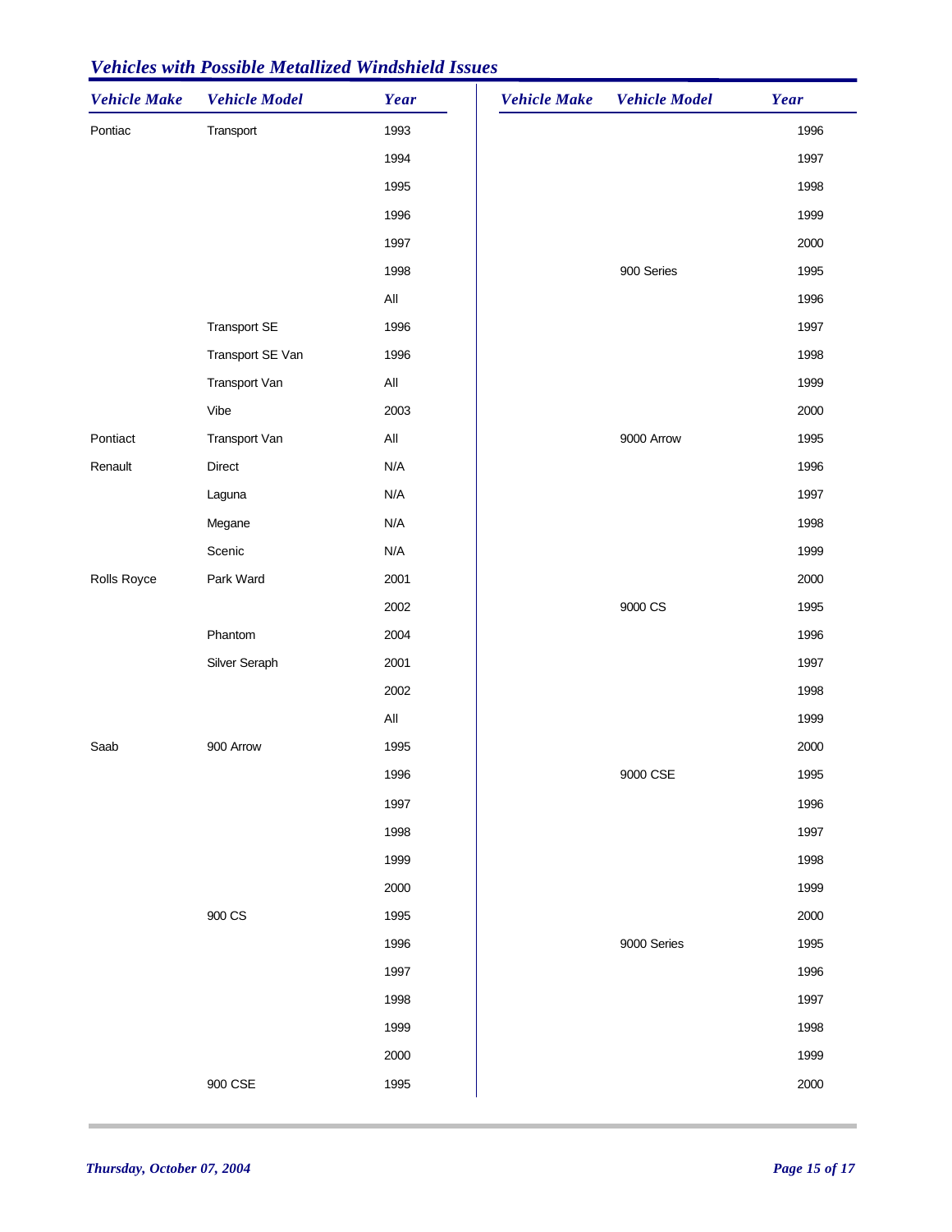## Vehicles with Possible Metallized Windshield Issues

| Vehicle Make | Vehicle Model | Year |
|---|---|---|
| Pontiac | Transport | 1993 |
| | | 1994 |
| | | 1995 |
| | | 1996 |
| | | 1997 |
| | | 1998 |
| | | All |
| | Transport SE | 1996 |
| | Transport SE Van | 1996 |
| | Transport Van | All |
| | Vibe | 2003 |
| Pontiact | Transport Van | All |
| Renault | Direct | N/A |
| | Laguna | N/A |
| | Megane | N/A |
| | Scenic | N/A |
| Rolls Royce | Park Ward | 2001 |
| | | 2002 |
| | Phantom | 2004 |
| | Silver Seraph | 2001 |
| | | 2002 |
| | | All |
| Saab | 900 Arrow | 1995 |
| | | 1996 |
| | | 1997 |
| | | 1998 |
| | | 1999 |
| | | 2000 |
| | 900 CS | 1995 |
| | | 1996 |
| | | 1997 |
| | | 1998 |
| | | 1999 |
| | | 2000 |
| | 900 CSE | 1995 |
| | | 1996 |
| | | 1997 |
| | | 1998 |
| | | 1999 |
| | | 2000 |
| | 900 Series | 1995 |
| | | 1996 |
| | | 1997 |
| | | 1998 |
| | | 1999 |
| | | 2000 |
| | 9000 Arrow | 1995 |
| | | 1996 |
| | | 1997 |
| | | 1998 |
| | | 1999 |
| | | 2000 |
| | 9000 CS | 1995 |
| | | 1996 |
| | | 1997 |
| | | 1998 |
| | | 1999 |
| | | 2000 |
| | 9000 CSE | 1995 |
| | | 1996 |
| | | 1997 |
| | | 1998 |
| | | 1999 |
| | | 2000 |
| | 9000 Series | 1995 |
| | | 1996 |
| | | 1997 |
| | | 1998 |
| | | 1999 |
| | | 2000 |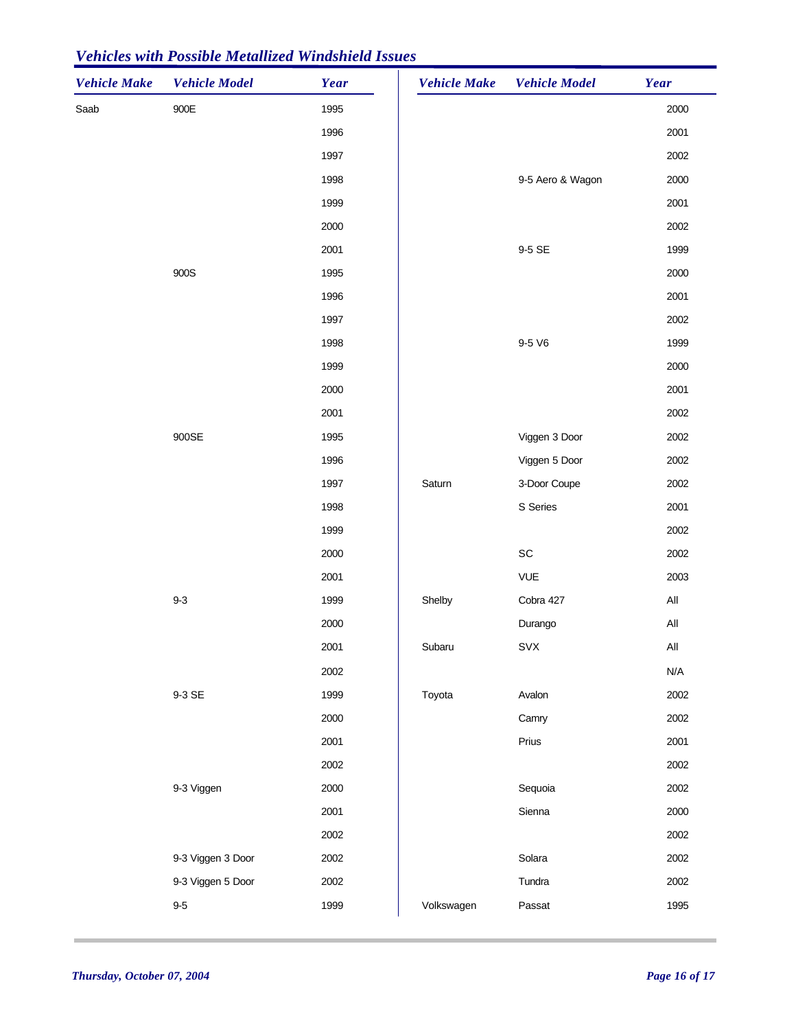## *Vehicles with Possible Metallized Windshield Issues*

| Vehicle Make | Vehicle Model | Year |
|---|---|---|
| Saab | 900E | 1995 |
| | | 1996 |
| | | 1997 |
| | | 1998 |
| | | 1999 |
| | | 2000 |
| | | 2001 |
| | 900S | 1995 |
| | | 1996 |
| | | 1997 |
| | | 1998 |
| | | 1999 |
| | | 2000 |
| | | 2001 |
| | 900SE | 1995 |
| | | 1996 |
| | | 1997 |
| | | 1998 |
| | | 1999 |
| | | 2000 |
| | | 2001 |
| | 9-3 | 1999 |
| | | 2000 |
| | | 2001 |
| | | 2002 |
| | 9-3 SE | 1999 |
| | | 2000 |
| | | 2001 |
| | | 2002 |
| | 9-3 Viggen | 2000 |
| | | 2001 |
| | | 2002 |
| | 9-3 Viggen 3 Door | 2002 |
| | 9-3 Viggen 5 Door | 2002 |
| | 9-5 | 1999 |
| | | 2000 |
| | | 2001 |
| | | 2002 |
| | 9-5 Aero & Wagon | 2000 |
| | | 2001 |
| | | 2002 |
| | 9-5 SE | 1999 |
| | | 2000 |
| | | 2001 |
| | | 2002 |
| | 9-5 V6 | 1999 |
| | | 2000 |
| | | 2001 |
| | | 2002 |
| | Viggen 3 Door | 2002 |
| | Viggen 5 Door | 2002 |
| Saturn | 3-Door Coupe | 2002 |
| | S Series | 2001 |
| | | 2002 |
| | SC | 2002 |
| | VUE | 2003 |
| Shelby | Cobra 427 | All |
| | Durango | All |
| Subaru | SVX | All |
| | | N/A |
| Toyota | Avalon | 2002 |
| | Camry | 2002 |
| | Prius | 2001 |
| | | 2002 |
| | Sequoia | 2002 |
| | Sienna | 2000 |
| | | 2002 |
| | Solara | 2002 |
| | Tundra | 2002 |
| Volkswagen | Passat | 1995 |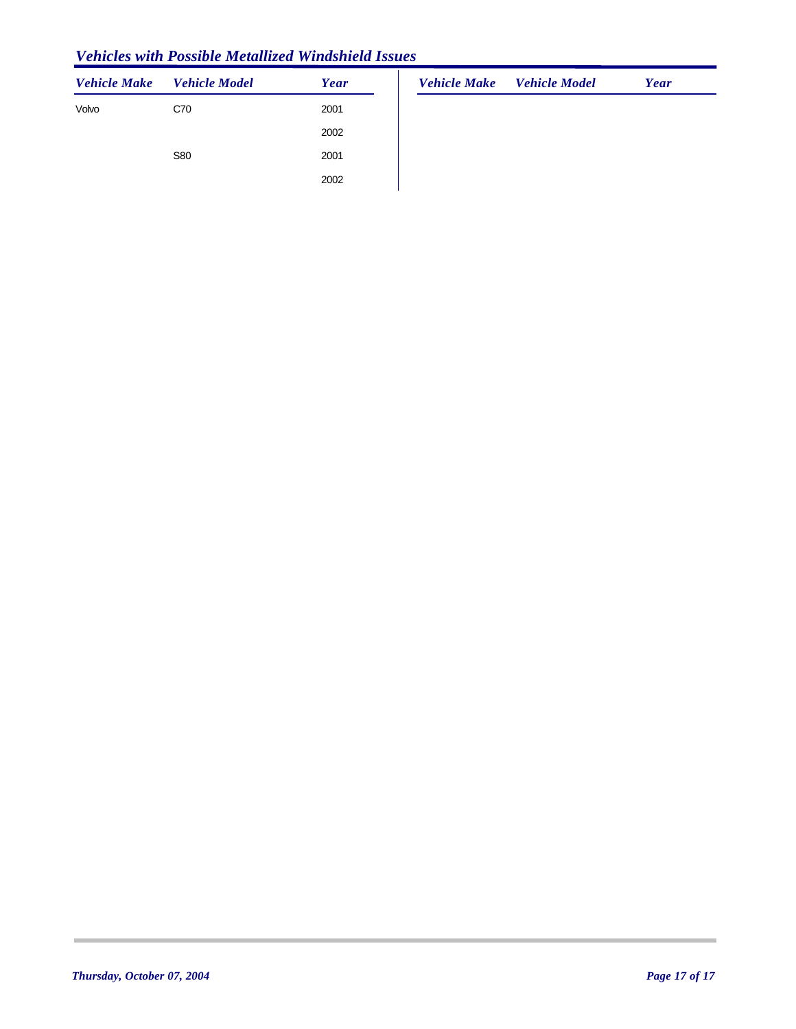## *Vehicles with Possible Metallized Windshield Issues*

| *Vehicle Make* | *Vehicle Model* | *Year* |
|---|---|---|
| Volvo | C70 | 2001 |
| | | 2002 |
| | S80 | 2001 |
| | | 2002 |